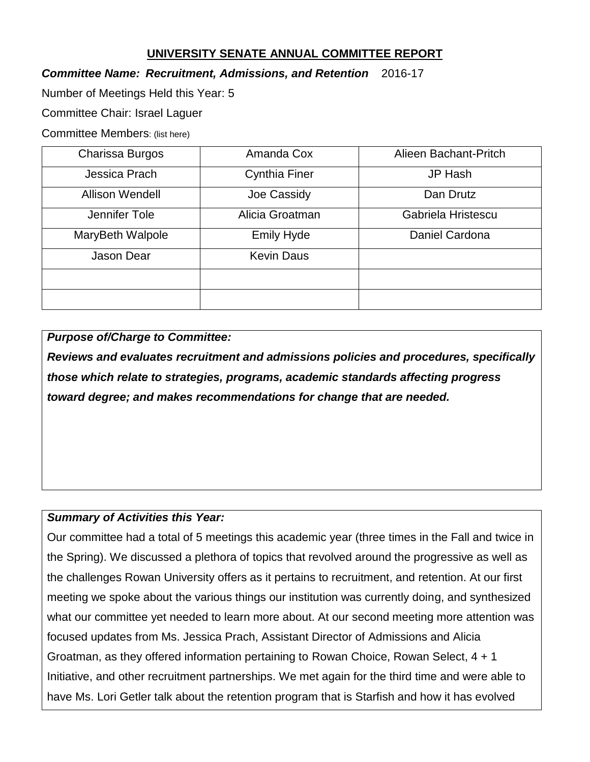## UNIVERSITY SENATE ANNUAL COMMITTEE REPORT

***Committee Name: Recruitment, Admissions, and Retention*** 2016-17

Number of Meetings Held this Year: 5

Committee Chair: Israel Laguer

Committee Members: (list here)

| | | |
|---|---|---|
| Charissa Burgos | Amanda Cox | Alieen Bachant-Pritch |
| Jessica Prach | Cynthia Finer | JP Hash |
| Allison Wendell | Joe Cassidy | Dan Drutz |
| Jennifer Tole | Alicia Groatman | Gabriela Hristescu |
| MaryBeth Walpole | Emily Hyde | Daniel Cardona |
| Jason Dear | Kevin Daus | |
| | | |
| | | |

***Purpose of/Charge to Committee:***

***Reviews and evaluates recruitment and admissions policies and procedures, specifically those which relate to strategies, programs, academic standards affecting progress toward degree; and makes recommendations for change that are needed.***

***Summary of Activities this Year:***

Our committee had a total of 5 meetings this academic year (three times in the Fall and twice in the Spring). We discussed a plethora of topics that revolved around the progressive as well as the challenges Rowan University offers as it pertains to recruitment, and retention. At our first meeting we spoke about the various things our institution was currently doing, and synthesized what our committee yet needed to learn more about. At our second meeting more attention was focused updates from Ms. Jessica Prach, Assistant Director of Admissions and Alicia Groatman, as they offered information pertaining to Rowan Choice, Rowan Select, 4 + 1 Initiative, and other recruitment partnerships. We met again for the third time and were able to have Ms. Lori Getler talk about the retention program that is Starfish and how it has evolved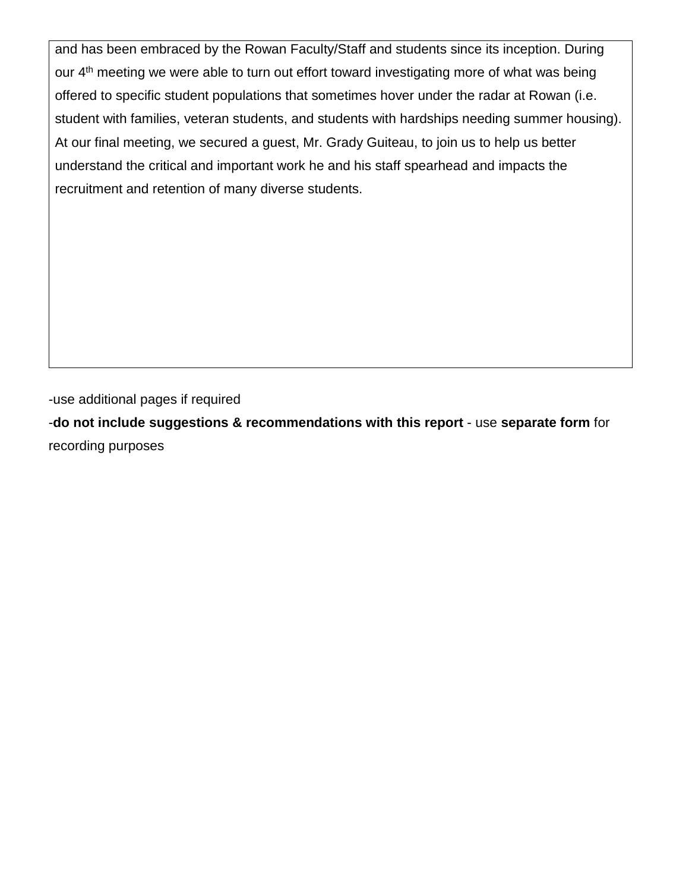and has been embraced by the Rowan Faculty/Staff and students since its inception. During our 4th meeting we were able to turn out effort toward investigating more of what was being offered to specific student populations that sometimes hover under the radar at Rowan (i.e. student with families, veteran students, and students with hardships needing summer housing). At our final meeting, we secured a guest, Mr. Grady Guiteau, to join us to help us better understand the critical and important work he and his staff spearhead and impacts the recruitment and retention of many diverse students.

-use additional pages if required

-**do not include suggestions & recommendations with this report** - use **separate form** for recording purposes